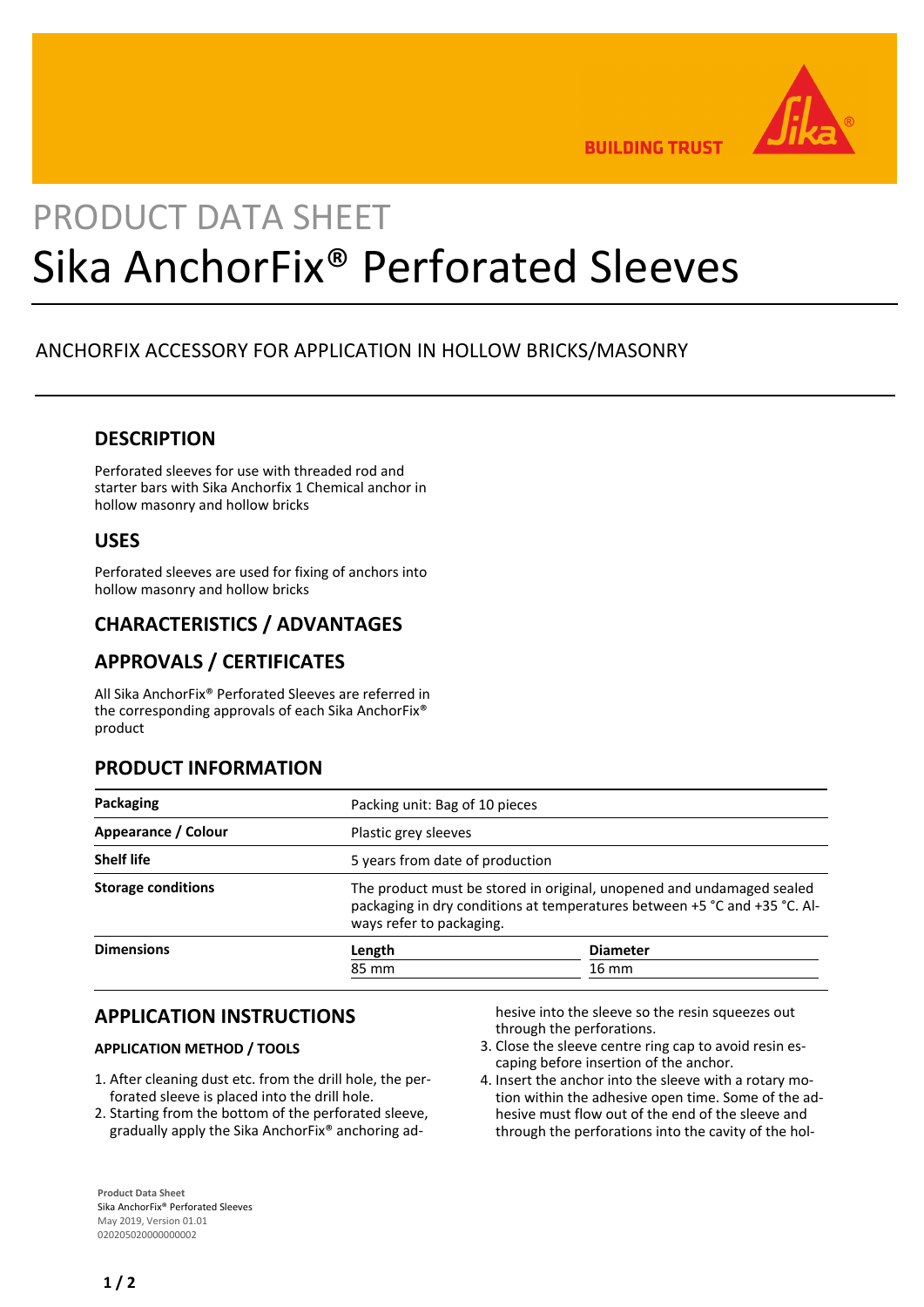# PRODUCT DATA SHEET

# Sika AnchorFix® Perforated Sleeves

ANCHORFIX ACCESSORY FOR APPLICATION IN HOLLOW BRICKS/MASONRY

## DESCRIPTION

Perforated sleeves for use with threaded rod and starter bars with Sika Anchorfix 1 Chemical anchor in hollow masonry and hollow bricks

## USES

Perforated sleeves are used for fixing of anchors into hollow masonry and hollow bricks

## CHARACTERISTICS / ADVANTAGES

## APPROVALS / CERTIFICATES

All Sika AnchorFix® Perforated Sleeves are referred in the corresponding approvals of each Sika AnchorFix® product

## PRODUCT INFORMATION

| | | |
|---|---|---|
| **Packaging** | Packing unit: Bag of 10 pieces | |
| **Appearance / Colour** | Plastic grey sleeves | |
| **Shelf life** | 5 years from date of production | |
| **Storage conditions** | The product must be stored in original, unopened and undamaged sealed packaging in dry conditions at temperatures between +5 °C and +35 °C. Always refer to packaging. | |
| **Dimensions** | **Length** | **Diameter** |
| | 85 mm | 16 mm |

## APPLICATION INSTRUCTIONS

### APPLICATION METHOD / TOOLS

1. After cleaning dust etc. from the drill hole, the perforated sleeve is placed into the drill hole.
2. Starting from the bottom of the perforated sleeve, gradually apply the Sika AnchorFix® anchoring adhesive into the sleeve so the resin squeezes out through the perforations.
3. Close the sleeve centre ring cap to avoid resin escaping before insertion of the anchor.
4. Insert the anchor into the sleeve with a rotary motion within the adhesive open time. Some of the adhesive must flow out of the end of the sleeve and through the perforations into the cavity of the hol-

**Product Data Sheet**
Sika AnchorFix® Perforated Sleeves
May 2019, Version 01.01
020205020000000002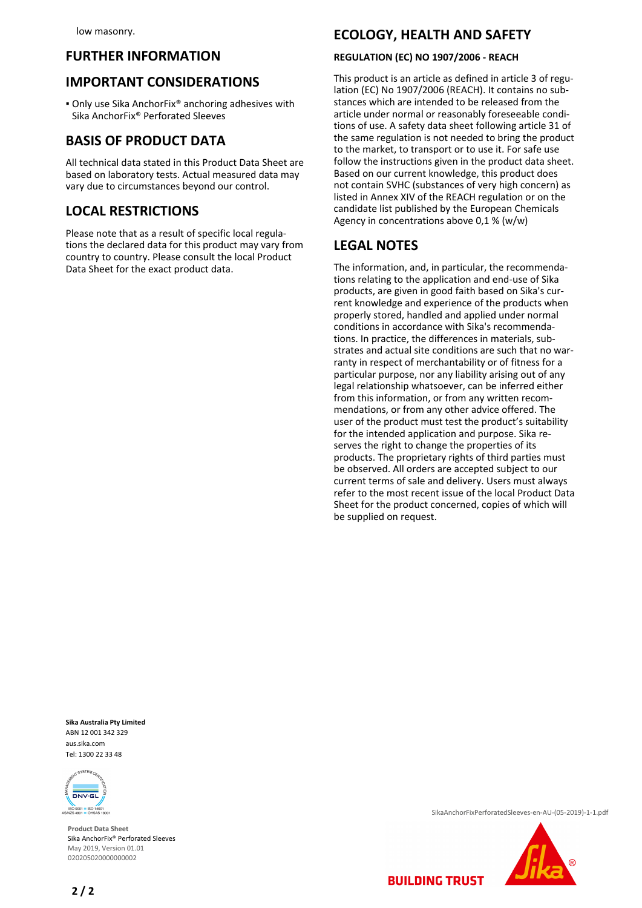low masonry.

## FURTHER INFORMATION

## IMPORTANT CONSIDERATIONS

- Only use Sika AnchorFix® anchoring adhesives with Sika AnchorFix® Perforated Sleeves

## BASIS OF PRODUCT DATA

All technical data stated in this Product Data Sheet are based on laboratory tests. Actual measured data may vary due to circumstances beyond our control.

## LOCAL RESTRICTIONS

Please note that as a result of specific local regulations the declared data for this product may vary from country to country. Please consult the local Product Data Sheet for the exact product data.

## ECOLOGY, HEALTH AND SAFETY

### REGULATION (EC) NO 1907/2006 - REACH

This product is an article as defined in article 3 of regulation (EC) No 1907/2006 (REACH). It contains no substances which are intended to be released from the article under normal or reasonably foreseeable conditions of use. A safety data sheet following article 31 of the same regulation is not needed to bring the product to the market, to transport or to use it. For safe use follow the instructions given in the product data sheet. Based on our current knowledge, this product does not contain SVHC (substances of very high concern) as listed in Annex XIV of the REACH regulation or on the candidate list published by the European Chemicals Agency in concentrations above 0,1 % (w/w)

## LEGAL NOTES

The information, and, in particular, the recommendations relating to the application and end-use of Sika products, are given in good faith based on Sika's current knowledge and experience of the products when properly stored, handled and applied under normal conditions in accordance with Sika's recommendations. In practice, the differences in materials, substrates and actual site conditions are such that no warranty in respect of merchantability or of fitness for a particular purpose, nor any liability arising out of any legal relationship whatsoever, can be inferred either from this information, or from any written recommendations, or from any other advice offered. The user of the product must test the product's suitability for the intended application and purpose. Sika reserves the right to change the properties of its products. The proprietary rights of third parties must be observed. All orders are accepted subject to our current terms of sale and delivery. Users must always refer to the most recent issue of the local Product Data Sheet for the product concerned, copies of which will be supplied on request.

**Sika Australia Pty Limited**
ABN 12 001 342 329
aus.sika.com
Tel: 1300 22 33 48

ISO 9001 ■ ISO 14001
AS/NZS 4801 ■ OHSAS 18001

**Product Data Sheet**
Sika AnchorFix® Perforated Sleeves
May 2019, Version 01.01
020205020000000002

SikaAnchorFixPerforatedSleeves-en-AU-(05-2019)-1-1.pdf

**BUILDING TRUST**